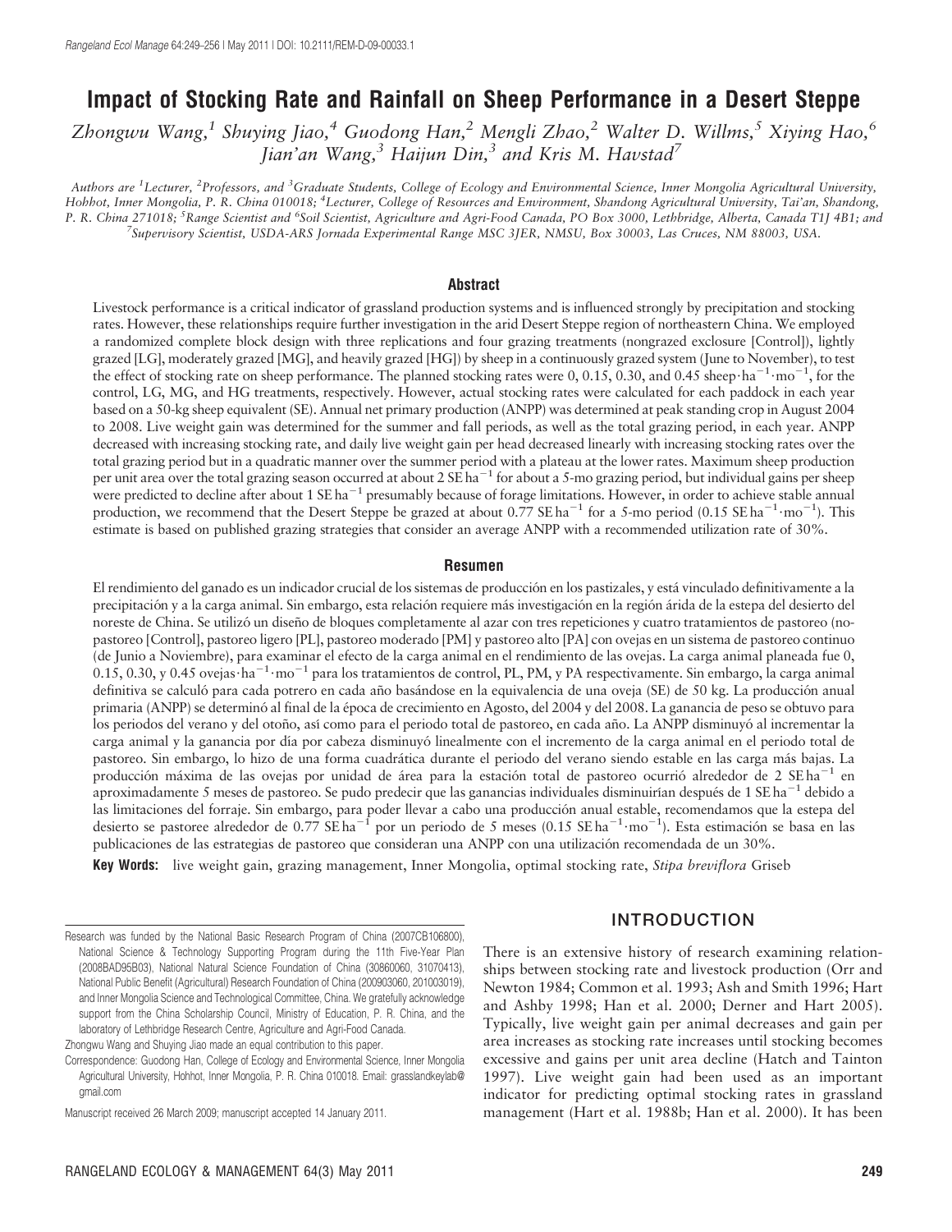# Impact of Stocking Rate and Rainfall on Sheep Performance in a Desert Steppe

*Zhongwu Wang,[1] Shuying Jiao,[4] Guodong Han,[2] Mengli Zhao,[2] Walter D. Willms,[5] Xiying Hao,[6] Jian'an Wang,[3] Haijun Din,[3] and Kris M. Havstad[7]*

Authors are [1]Lecturer, [2]Professors, and [3]Graduate Students, College of Ecology and Environmental Science, Inner Mongolia Agricultural University, Hohhot, Inner Mongolia, P. R. China 010018; [4]Lecturer, College of Resources and Environment, Shandong Agricultural University, Tai'an, Shandong, P. R. China 271018; [5]Range Scientist and [6]Soil Scientist, Agriculture and Agri-Food Canada, PO Box 3000, Lethbridge, Alberta, Canada T1J 4B1; and [7]Supervisory Scientist, USDA-ARS Jornada Experimental Range MSC 3JER, NMSU, Box 30003, Las Cruces, NM 88003, USA.

## Abstract

Livestock performance is a critical indicator of grassland production systems and is influenced strongly by precipitation and stocking rates. However, these relationships require further investigation in the arid Desert Steppe region of northeastern China. We employed a randomized complete block design with three replications and four grazing treatments (nongrazed exclosure [Control]), lightly grazed [LG], moderately grazed [MG], and heavily grazed [HG]) by sheep in a continuously grazed system (June to November), to test the effect of stocking rate on sheep performance. The planned stocking rates were 0, 0.15, 0.30, and 0.45 sheep·ha$^{-1}$·mo$^{-1}$, for the control, LG, MG, and HG treatments, respectively. However, actual stocking rates were calculated for each paddock in each year based on a 50-kg sheep equivalent (SE). Annual net primary production (ANPP) was determined at peak standing crop in August 2004 to 2008. Live weight gain was determined for the summer and fall periods, as well as the total grazing period, in each year. ANPP decreased with increasing stocking rate, and daily live weight gain per head decreased linearly with increasing stocking rates over the total grazing period but in a quadratic manner over the summer period with a plateau at the lower rates. Maximum sheep production per unit area over the total grazing season occurred at about 2 SE ha$^{-1}$ for about a 5-mo grazing period, but individual gains per sheep were predicted to decline after about 1 SE ha$^{-1}$ presumably because of forage limitations. However, in order to achieve stable annual production, we recommend that the Desert Steppe be grazed at about 0.77 SE ha$^{-1}$ for a 5-mo period (0.15 SE ha$^{-1}$·mo$^{-1}$). This estimate is based on published grazing strategies that consider an average ANPP with a recommended utilization rate of 30%.

## Resumen

El rendimiento del ganado es un indicador crucial de los sistemas de producción en los pastizales, y está vinculado definitivamente a la precipitación y a la carga animal. Sin embargo, esta relación requiere más investigación en la región árida de la estepa del desierto del noreste de China. Se utilizó un diseño de bloques completamente al azar con tres repeticiones y cuatro tratamientos de pastoreo (no-pastoreo [Control], pastoreo ligero [PL], pastoreo moderado [PM] y pastoreo alto [PA] con ovejas en un sistema de pastoreo continuo (de Junio a Noviembre), para examinar el efecto de la carga animal en el rendimiento de las ovejas. La carga animal planeada fue 0, 0.15, 0.30, y 0.45 ovejas·ha$^{-1}$·mo$^{-1}$ para los tratamientos de control, PL, PM, y PA respectivamente. Sin embargo, la carga animal definitiva se calculó para cada potrero en cada año basándose en la equivalencia de una oveja (SE) de 50 kg. La producción anual primaria (ANPP) se determinó al final de la época de crecimiento en Agosto, del 2004 y del 2008. La ganancia de peso se obtuvo para los periodos del verano y del otoño, así como para el periodo total de pastoreo, en cada año. La ANPP disminuyó al incrementar la carga animal y la ganancia por día por cabeza disminuyó linealmente con el incremento de la carga animal en el periodo total de pastoreo. Sin embargo, lo hizo de una forma cuadrática durante el periodo del verano siendo estable en las carga más bajas. La producción máxima de las ovejas por unidad de área para la estación total de pastoreo ocurrió alrededor de 2 SE ha$^{-1}$ en aproximadamente 5 meses de pastoreo. Se pudo predecir que las ganancias individuales disminuirían después de 1 SE ha$^{-1}$ debido a las limitaciones del forraje. Sin embargo, para poder llevar a cabo una producción anual estable, recomendamos que la estepa del desierto se pastoree alrededor de 0.77 SE ha$^{-1}$ por un periodo de 5 meses (0.15 SE ha$^{-1}$·mo$^{-1}$). Esta estimación se basa en las publicaciones de las estrategias de pastoreo que consideran una ANPP con una utilización recomedada de un 30%.

**Key Words:** live weight gain, grazing management, Inner Mongolia, optimal stocking rate, *Stipa breviflora* Griseb

Research was funded by the National Basic Research Program of China (2007CB106800), National Science & Technology Supporting Program during the 11th Five-Year Plan (2008BAD95B03), National Natural Science Foundation of China (30860060, 31070413), National Public Benefit (Agricultural) Research Foundation of China (200903060, 201003019), and Inner Mongolia Science and Technological Committee, China. We gratefully acknowledge support from the China Scholarship Council, Ministry of Education, P. R. China, and the laboratory of Lethbridge Research Centre, Agriculture and Agri-Food Canada.

Zhongwu Wang and Shuying Jiao made an equal contribution to this paper.

Correspondence: Guodong Han, College of Ecology and Environmental Science, Inner Mongolia Agricultural University, Hohhot, Inner Mongolia, P. R. China 010018. Email: grasslandkeylab@gmail.com

Manuscript received 26 March 2009; manuscript accepted 14 January 2011.

## INTRODUCTION

There is an extensive history of research examining relationships between stocking rate and livestock production (Orr and Newton 1984; Common et al. 1993; Ash and Smith 1996; Hart and Ashby 1998; Han et al. 2000; Derner and Hart 2005). Typically, live weight gain per animal decreases and gain per area increases as stocking rate increases until stocking becomes excessive and gains per unit area decline (Hatch and Tainton 1997). Live weight gain had been used as an important indicator for predicting optimal stocking rates in grassland management (Hart et al. 1988b; Han et al. 2000). It has been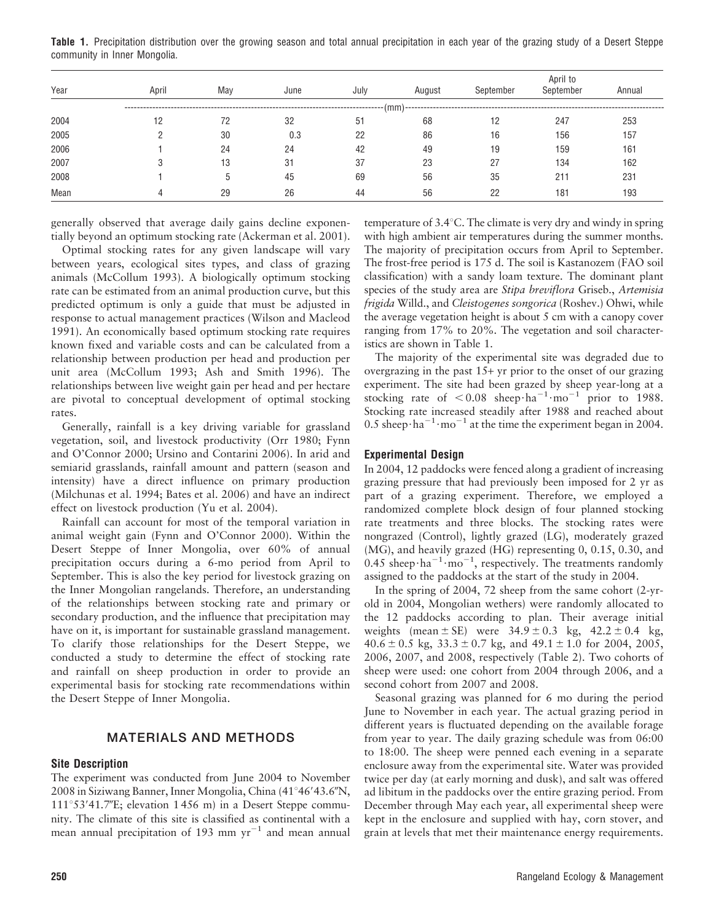**Table 1.** Precipitation distribution over the growing season and total annual precipitation in each year of the grazing study of a Desert Steppe community in Inner Mongolia.

| Year | April | May | June | July | August | September | April to September | Annual |
|---|---|---|---|---|---|---|---|---|
| | (mm) | | | | | | | |
| 2004 | 12 | 72 | 32 | 51 | 68 | 12 | 247 | 253 |
| 2005 | 2 | 30 | 0.3 | 22 | 86 | 16 | 156 | 157 |
| 2006 | 1 | 24 | 24 | 42 | 49 | 19 | 159 | 161 |
| 2007 | 3 | 13 | 31 | 37 | 23 | 27 | 134 | 162 |
| 2008 | 1 | 5 | 45 | 69 | 56 | 35 | 211 | 231 |
| Mean | 4 | 29 | 26 | 44 | 56 | 22 | 181 | 193 |

generally observed that average daily gains decline exponentially beyond an optimum stocking rate (Ackerman et al. 2001).

Optimal stocking rates for any given landscape will vary between years, ecological sites types, and class of grazing animals (McCollum 1993). A biologically optimum stocking rate can be estimated from an animal production curve, but this predicted optimum is only a guide that must be adjusted in response to actual management practices (Wilson and Macleod 1991). An economically based optimum stocking rate requires known fixed and variable costs and can be calculated from a relationship between production per head and production per unit area (McCollum 1993; Ash and Smith 1996). The relationships between live weight gain per head and per hectare are pivotal to conceptual development of optimal stocking rates.

Generally, rainfall is a key driving variable for grassland vegetation, soil, and livestock productivity (Orr 1980; Fynn and O'Connor 2000; Ursino and Contarini 2006). In arid and semiarid grasslands, rainfall amount and pattern (season and intensity) have a direct influence on primary production (Milchunas et al. 1994; Bates et al. 2006) and have an indirect effect on livestock production (Yu et al. 2004).

Rainfall can account for most of the temporal variation in animal weight gain (Fynn and O'Connor 2000). Within the Desert Steppe of Inner Mongolia, over 60% of annual precipitation occurs during a 6-mo period from April to September. This is also the key period for livestock grazing on the Inner Mongolian rangelands. Therefore, an understanding of the relationships between stocking rate and primary or secondary production, and the influence that precipitation may have on it, is important for sustainable grassland management. To clarify those relationships for the Desert Steppe, we conducted a study to determine the effect of stocking rate and rainfall on sheep production in order to provide an experimental basis for stocking rate recommendations within the Desert Steppe of Inner Mongolia.

## MATERIALS AND METHODS

### Site Description

The experiment was conducted from June 2004 to November 2008 in Siziwang Banner, Inner Mongolia, China (41°46′43.6″N, 111°53′41.7″E; elevation 1 456 m) in a Desert Steppe community. The climate of this site is classified as continental with a mean annual precipitation of 193 mm $yr^{-1}$ and mean annual temperature of 3.4°C. The climate is very dry and windy in spring with high ambient air temperatures during the summer months. The majority of precipitation occurs from April to September. The frost-free period is 175 d. The soil is Kastanozem (FAO soil classification) with a sandy loam texture. The dominant plant species of the study area are *Stipa breviflora* Griseb., *Artemisia frigida* Willd., and *Cleistogenes songorica* (Roshev.) Ohwi, while the average vegetation height is about 5 cm with a canopy cover ranging from 17% to 20%. The vegetation and soil characteristics are shown in Table 1.

The majority of the experimental site was degraded due to overgrazing in the past 15+ yr prior to the onset of our grazing experiment. The site had been grazed by sheep year-long at a stocking rate of $< 0.08$ $sheep \cdot ha^{-1} \cdot mo^{-1}$ prior to 1988. Stocking rate increased steadily after 1988 and reached about 0.5 $sheep \cdot ha^{-1} \cdot mo^{-1}$ at the time the experiment began in 2004.

### Experimental Design

In 2004, 12 paddocks were fenced along a gradient of increasing grazing pressure that had previously been imposed for 2 yr as part of a grazing experiment. Therefore, we employed a randomized complete block design of four planned stocking rate treatments and three blocks. The stocking rates were nongrazed (Control), lightly grazed (LG), moderately grazed (MG), and heavily grazed (HG) representing 0, 0.15, 0.30, and 0.45 $sheep \cdot ha^{-1} \cdot mo^{-1}$, respectively. The treatments randomly assigned to the paddocks at the start of the study in 2004.

In the spring of 2004, 72 sheep from the same cohort (2-yr-old in 2004, Mongolian wethers) were randomly allocated to the 12 paddocks according to plan. Their average initial weights (mean ± SE) were 34.9 ± 0.3 kg, 42.2 ± 0.4 kg, 40.6 ± 0.5 kg, 33.3 ± 0.7 kg, and 49.1 ± 1.0 for 2004, 2005, 2006, 2007, and 2008, respectively (Table 2). Two cohorts of sheep were used: one cohort from 2004 through 2006, and a second cohort from 2007 and 2008.

Seasonal grazing was planned for 6 mo during the period June to November in each year. The actual grazing period in different years is fluctuated depending on the available forage from year to year. The daily grazing schedule was from 06:00 to 18:00. The sheep were penned each evening in a separate enclosure away from the experimental site. Water was provided twice per day (at early morning and dusk), and salt was offered ad libitum in the paddocks over the entire grazing period. From December through May each year, all experimental sheep were kept in the enclosure and supplied with hay, corn stover, and grain at levels that met their maintenance energy requirements.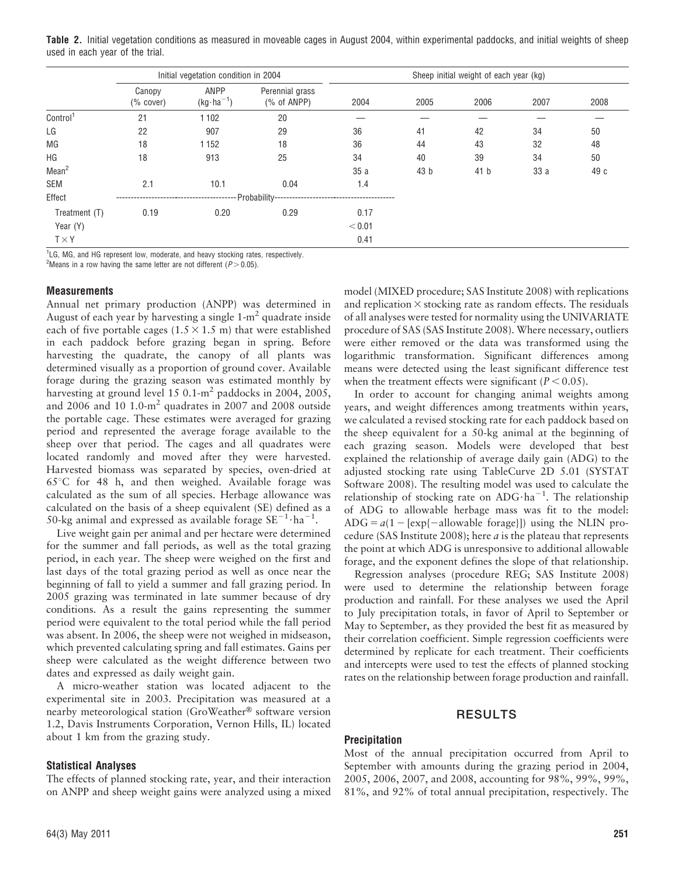**Table 2.** Initial vegetation conditions as measured in moveable cages in August 2004, within experimental paddocks, and initial weights of sheep used in each year of the trial.

| | Initial vegetation condition in 2004 | | | Sheep initial weight of each year (kg) | | | | |
|---|---|---|---|---|---|---|---|---|
| | Canopy (% cover) | ANPP ($kg \cdot ha^{-1}$) | Perennial grass (% of ANPP) | 2004 | 2005 | 2006 | 2007 | 2008 |
| Control[1] | 21 | 1 102 | 20 | — | — | — | — | — |
| LG | 22 | 907 | 29 | 36 | 41 | 42 | 34 | 50 |
| MG | 18 | 1 152 | 18 | 36 | 44 | 43 | 32 | 48 |
| HG | 18 | 913 | 25 | 34 | 40 | 39 | 34 | 50 |
| Mean[2] | | | | 35 a | 43 b | 41 b | 33 a | 49 c |
| SEM | 2.1 | 10.1 | 0.04 | 1.4 | | | | |
| Effect | ----- | ----- | Probability ----- | ----- | | | | |
| Treatment (T) | 0.19 | 0.20 | 0.29 | 0.17 | | | | |
| Year (Y) | | | | < 0.01 | | | | |
| T × Y | | | | 0.41 | | | | |

[1]LG, MG, and HG represent low, moderate, and heavy stocking rates, respectively.
[2]Means in a row having the same letter are not different ($P > 0.05$).

### Measurements

Annual net primary production (ANPP) was determined in August of each year by harvesting a single 1-$m^2$ quadrate inside each of five portable cages ($1.5 \times 1.5$ m) that were established in each paddock before grazing began in spring. Before harvesting the quadrate, the canopy of all plants was determined visually as a proportion of ground cover. Available forage during the grazing season was estimated monthly by harvesting at ground level 15 0.1-$m^2$ paddocks in 2004, 2005, and 2006 and 10 1.0-$m^2$ quadrates in 2007 and 2008 outside the portable cage. These estimates were averaged for grazing period and represented the average forage available to the sheep over that period. The cages and all quadrates were located randomly and moved after they were harvested. Harvested biomass was separated by species, oven-dried at 65°C for 48 h, and then weighed. Available forage was calculated as the sum of all species. Herbage allowance was calculated on the basis of a sheep equivalent (SE) defined as a 50-kg animal and expressed as available forage $SE^{-1} \cdot ha^{-1}$.

Live weight gain per animal and per hectare were determined for the summer and fall periods, as well as the total grazing period, in each year. The sheep were weighed on the first and last days of the total grazing period as well as once near the beginning of fall to yield a summer and fall grazing period. In 2005 grazing was terminated in late summer because of dry conditions. As a result the gains representing the summer period were equivalent to the total period while the fall period was absent. In 2006, the sheep were not weighed in midseason, which prevented calculating spring and fall estimates. Gains per sheep were calculated as the weight difference between two dates and expressed as daily weight gain.

A micro-weather station was located adjacent to the experimental site in 2003. Precipitation was measured at a nearby meteorological station (GroWeather® software version 1.2, Davis Instruments Corporation, Vernon Hills, IL) located about 1 km from the grazing study.

### Statistical Analyses

The effects of planned stocking rate, year, and their interaction on ANPP and sheep weight gains were analyzed using a mixed model (MIXED procedure; SAS Institute 2008) with replications and replication × stocking rate as random effects. The residuals of all analyses were tested for normality using the UNIVARIATE procedure of SAS (SAS Institute 2008). Where necessary, outliers were either removed or the data was transformed using the logarithmic transformation. Significant differences among means were detected using the least significant difference test when the treatment effects were significant ($P < 0.05$).

In order to account for changing animal weights among years, and weight differences among treatments within years, we calculated a revised stocking rate for each paddock based on the sheep equivalent for a 50-kg animal at the beginning of each grazing season. Models were developed that best explained the relationship of average daily gain (ADG) to the adjusted stocking rate using TableCurve 2D 5.01 (SYSTAT Software 2008). The resulting model was used to calculate the relationship of stocking rate on $ADG \cdot ha^{-1}$. The relationship of ADG to allowable herbage mass was fit to the model: $ADG = a(1 - [\exp\{-\text{allowable forage}\}])$ using the NLIN procedure (SAS Institute 2008); here $a$ is the plateau that represents the point at which ADG is unresponsive to additional allowable forage, and the exponent defines the slope of that relationship.

Regression analyses (procedure REG; SAS Institute 2008) were used to determine the relationship between forage production and rainfall. For these analyses we used the April to July precipitation totals, in favor of April to September or May to September, as they provided the best fit as measured by their correlation coefficient. Simple regression coefficients were determined by replicate for each treatment. Their coefficients and intercepts were used to test the effects of planned stocking rates on the relationship between forage production and rainfall.

## RESULTS

### Precipitation

Most of the annual precipitation occurred from April to September with amounts during the grazing period in 2004, 2005, 2006, 2007, and 2008, accounting for 98%, 99%, 99%, 81%, and 92% of total annual precipitation, respectively. The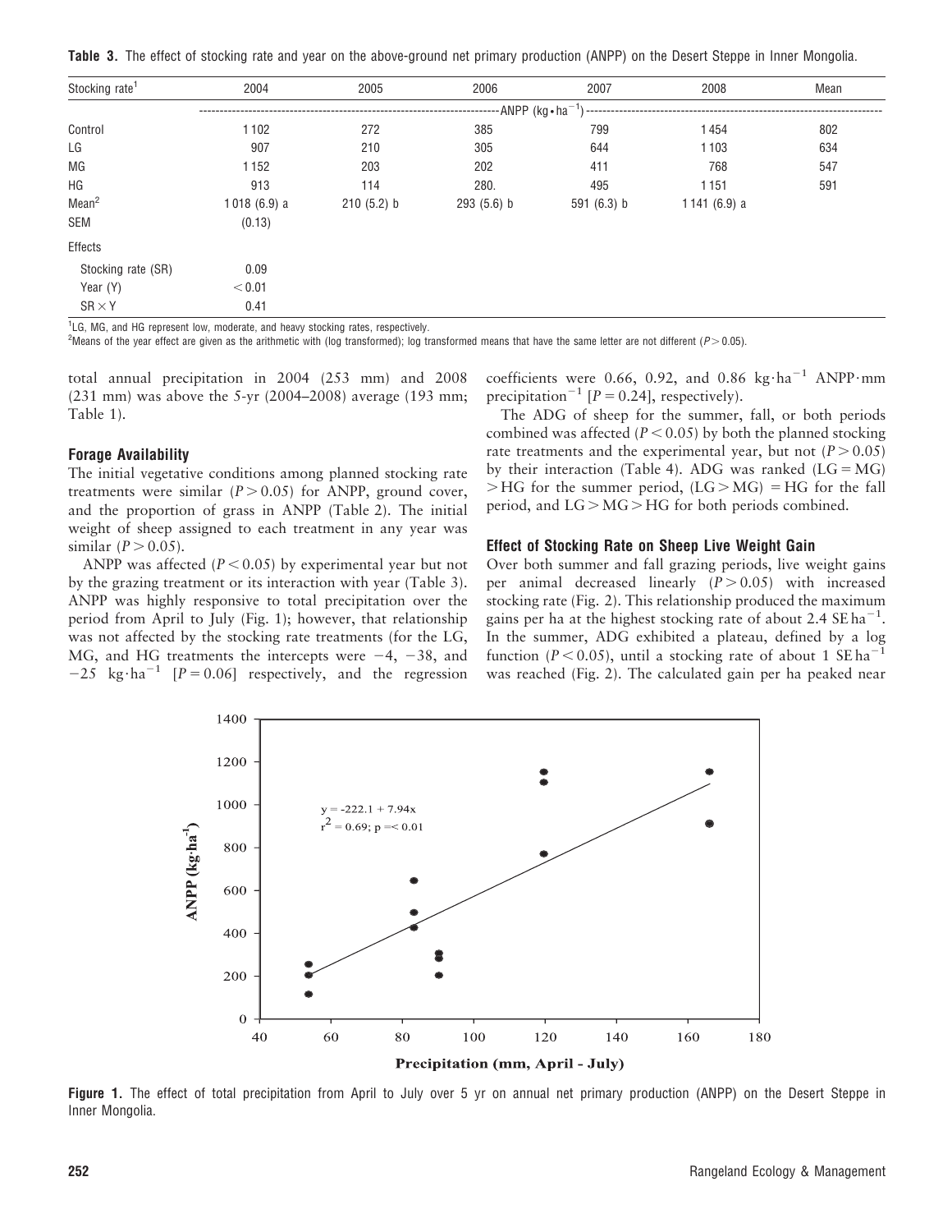**Table 3.** The effect of stocking rate and year on the above-ground net primary production (ANPP) on the Desert Steppe in Inner Mongolia.

| Stocking rate[1] | 2004 | 2005 | 2006 | 2007 | 2008 | Mean |
|---|---|---|---|---|---|---|
| | ANPP (kg • ha$^{-1}$) | | | | | |
| Control | 1 102 | 272 | 385 | 799 | 1 454 | 802 |
| LG | 907 | 210 | 305 | 644 | 1 103 | 634 |
| MG | 1 152 | 203 | 202 | 411 | 768 | 547 |
| HG | 913 | 114 | 280. | 495 | 1 151 | 591 |
| Mean[2] | 1 018 (6.9) a | 210 (5.2) b | 293 (5.6) b | 591 (6.3) b | 1 141 (6.9) a | |
| SEM | (0.13) | | | | | |
| Effects | | | | | | |
| Stocking rate (SR) | 0.09 | | | | | |
| Year (Y) | < 0.01 | | | | | |
| SR × Y | 0.41 | | | | | |

[1]LG, MG, and HG represent low, moderate, and heavy stocking rates, respectively.
[2]Means of the year effect are given as the arithmetic with (log transformed); log transformed means that have the same letter are not different ($P > 0.05$).

total annual precipitation in 2004 (253 mm) and 2008 (231 mm) was above the 5-yr (2004–2008) average (193 mm; Table 1).

### Forage Availability

The initial vegetative conditions among planned stocking rate treatments were similar ($P > 0.05$) for ANPP, ground cover, and the proportion of grass in ANPP (Table 2). The initial weight of sheep assigned to each treatment in any year was similar ($P > 0.05$).

ANPP was affected ($P < 0.05$) by experimental year but not by the grazing treatment or its interaction with year (Table 3). ANPP was highly responsive to total precipitation over the period from April to July (Fig. 1); however, that relationship was not affected by the stocking rate treatments (for the LG, MG, and HG treatments the intercepts were −4, −38, and −25 kg·ha$^{-1}$ [$P = 0.06$] respectively, and the regression coefficients were 0.66, 0.92, and 0.86 kg·ha$^{-1}$ ANPP·mm precipitation$^{-1}$ [$P = 0.24$], respectively).

The ADG of sheep for the summer, fall, or both periods combined was affected ($P < 0.05$) by both the planned stocking rate treatments and the experimental year, but not ($P > 0.05$) by their interaction (Table 4). ADG was ranked (LG = MG) > HG for the summer period, (LG > MG) = HG for the fall period, and LG > MG > HG for both periods combined.

### Effect of Stocking Rate on Sheep Live Weight Gain

Over both summer and fall grazing periods, live weight gains per animal decreased linearly ($P > 0.05$) with increased stocking rate (Fig. 2). This relationship produced the maximum gains per ha at the highest stocking rate of about 2.4 SE ha$^{-1}$. In the summer, ADG exhibited a plateau, defined by a log function ($P < 0.05$), until a stocking rate of about 1 SE ha$^{-1}$ was reached (Fig. 2). The calculated gain per ha peaked near

**Figure 1.** The effect of total precipitation from April to July over 5 yr on annual net primary production (ANPP) on the Desert Steppe in Inner Mongolia.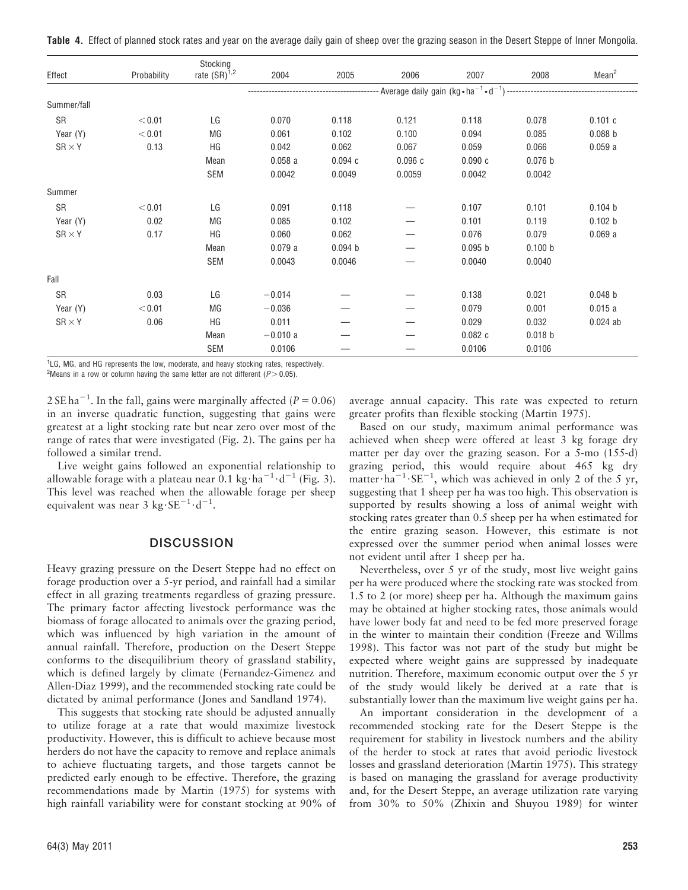**Table 4.** Effect of planned stock rates and year on the average daily gain of sheep over the grazing season in the Desert Steppe of Inner Mongolia.

| Effect | Probability | Stocking rate (SR)[1,2] | 2004 | 2005 | 2006 | 2007 | 2008 | Mean[2] |
|---|---|---|---|---|---|---|---|---|
| | | | Average daily gain ($kg \cdot ha^{-1} \cdot d^{-1}$) | | | | | |
| Summer/fall | | | | | | | | |
| SR | < 0.01 | LG | 0.070 | 0.118 | 0.121 | 0.118 | 0.078 | 0.101 c |
| Year (Y) | < 0.01 | MG | 0.061 | 0.102 | 0.100 | 0.094 | 0.085 | 0.088 b |
| SR × Y | 0.13 | HG | 0.042 | 0.062 | 0.067 | 0.059 | 0.066 | 0.059 a |
| | | Mean | 0.058 a | 0.094 c | 0.096 c | 0.090 c | 0.076 b | |
| | | SEM | 0.0042 | 0.0049 | 0.0059 | 0.0042 | 0.0042 | |
| Summer | | | | | | | | |
| SR | < 0.01 | LG | 0.091 | 0.118 | — | 0.107 | 0.101 | 0.104 b |
| Year (Y) | 0.02 | MG | 0.085 | 0.102 | — | 0.101 | 0.119 | 0.102 b |
| SR × Y | 0.17 | HG | 0.060 | 0.062 | — | 0.076 | 0.079 | 0.069 a |
| | | Mean | 0.079 a | 0.094 b | — | 0.095 b | 0.100 b | |
| | | SEM | 0.0043 | 0.0046 | — | 0.0040 | 0.0040 | |
| Fall | | | | | | | | |
| SR | 0.03 | LG | −0.014 | — | — | 0.138 | 0.021 | 0.048 b |
| Year (Y) | < 0.01 | MG | −0.036 | — | — | 0.079 | 0.001 | 0.015 a |
| SR × Y | 0.06 | HG | 0.011 | — | — | 0.029 | 0.032 | 0.024 ab |
| | | Mean | −0.010 a | — | — | 0.082 c | 0.018 b | |
| | | SEM | 0.0106 | — | — | 0.0106 | 0.0106 | |

[1]LG, MG, and HG represents the low, moderate, and heavy stocking rates, respectively.
[2]Means in a row or column having the same letter are not different ($P > 0.05$).

$2\ SE\ ha^{-1}$. In the fall, gains were marginally affected ($P = 0.06$) in an inverse quadratic function, suggesting that gains were greatest at a light stocking rate but near zero over most of the range of rates that were investigated (Fig. 2). The gains per ha followed a similar trend.

Live weight gains followed an exponential relationship to allowable forage with a plateau near $0.1\ kg \cdot ha^{-1} \cdot d^{-1}$ (Fig. 3). This level was reached when the allowable forage per sheep equivalent was near $3\ kg \cdot SE^{-1} \cdot d^{-1}$.

## DISCUSSION

Heavy grazing pressure on the Desert Steppe had no effect on forage production over a 5-yr period, and rainfall had a similar effect in all grazing treatments regardless of grazing pressure. The primary factor affecting livestock performance was the biomass of forage allocated to animals over the grazing period, which was influenced by high variation in the amount of annual rainfall. Therefore, production on the Desert Steppe conforms to the disequilibrium theory of grassland stability, which is defined largely by climate (Fernandez-Gimenez and Allen-Diaz 1999), and the recommended stocking rate could be dictated by animal performance (Jones and Sandland 1974).

This suggests that stocking rate should be adjusted annually to utilize forage at a rate that would maximize livestock productivity. However, this is difficult to achieve because most herders do not have the capacity to remove and replace animals to achieve fluctuating targets, and those targets cannot be predicted early enough to be effective. Therefore, the grazing recommendations made by Martin (1975) for systems with high rainfall variability were for constant stocking at 90% of average annual capacity. This rate was expected to return greater profits than flexible stocking (Martin 1975).

Based on our study, maximum animal performance was achieved when sheep were offered at least 3 kg forage dry matter per day over the grazing season. For a 5-mo (155-d) grazing period, this would require about 465 kg dry $matter \cdot ha^{-1} \cdot SE^{-1}$, which was achieved in only 2 of the 5 yr, suggesting that 1 sheep per ha was too high. This observation is supported by results showing a loss of animal weight with stocking rates greater than 0.5 sheep per ha when estimated for the entire grazing season. However, this estimate is not expressed over the summer period when animal losses were not evident until after 1 sheep per ha.

Nevertheless, over 5 yr of the study, most live weight gains per ha were produced where the stocking rate was stocked from 1.5 to 2 (or more) sheep per ha. Although the maximum gains may be obtained at higher stocking rates, those animals would have lower body fat and need to be fed more preserved forage in the winter to maintain their condition (Freeze and Willms 1998). This factor was not part of the study but might be expected where weight gains are suppressed by inadequate nutrition. Therefore, maximum economic output over the 5 yr of the study would likely be derived at a rate that is substantially lower than the maximum live weight gains per ha.

An important consideration in the development of a recommended stocking rate for the Desert Steppe is the requirement for stability in livestock numbers and the ability of the herder to stock at rates that avoid periodic livestock losses and grassland deterioration (Martin 1975). This strategy is based on managing the grassland for average productivity and, for the Desert Steppe, an average utilization rate varying from 30% to 50% (Zhixin and Shuyou 1989) for winter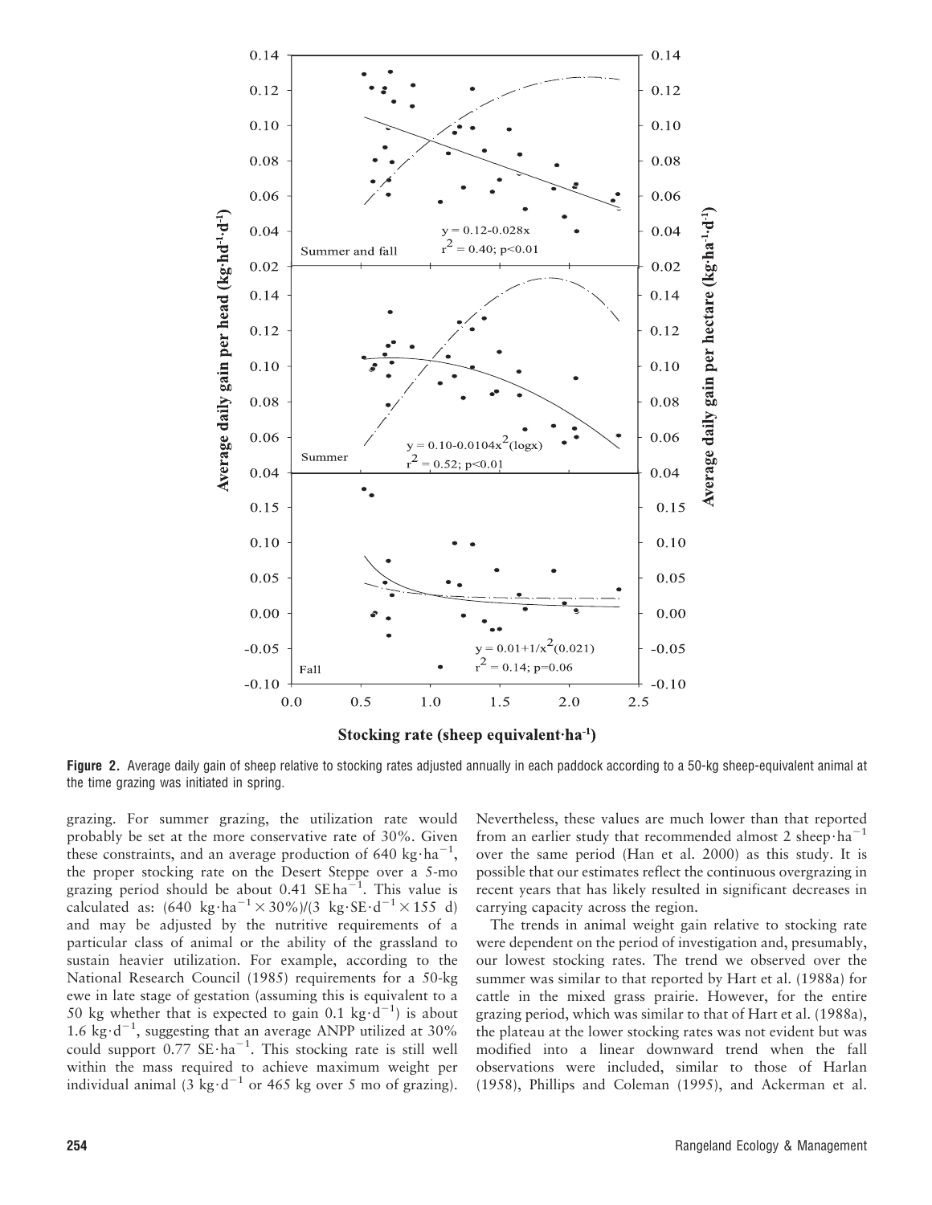**Figure 2.** Average daily gain of sheep relative to stocking rates adjusted annually in each paddock according to a 50-kg sheep-equivalent animal at the time grazing was initiated in spring.

grazing. For summer grazing, the utilization rate would probably be set at the more conservative rate of 30%. Given these constraints, and an average production of 640 $kg \cdot ha^{-1}$, the proper stocking rate on the Desert Steppe over a 5-mo grazing period should be about 0.41 $SE\,ha^{-1}$. This value is calculated as: (640 $kg \cdot ha^{-1} \times 30\%$)/(3 $kg \cdot SE \cdot d^{-1} \times 155$ d) and may be adjusted by the nutritive requirements of a particular class of animal or the ability of the grassland to sustain heavier utilization. For example, according to the National Research Council (1985) requirements for a 50-kg ewe in late stage of gestation (assuming this is equivalent to a 50 kg whether that is expected to gain 0.1 $kg \cdot d^{-1}$) is about 1.6 $kg \cdot d^{-1}$, suggesting that an average ANPP utilized at 30% could support 0.77 $SE \cdot ha^{-1}$. This stocking rate is still well within the mass required to achieve maximum weight per individual animal (3 $kg \cdot d^{-1}$ or 465 kg over 5 mo of grazing). Nevertheless, these values are much lower than that reported from an earlier study that recommended almost 2 $sheep \cdot ha^{-1}$ over the same period (Han et al. 2000) as this study. It is possible that our estimates reflect the continuous overgrazing in recent years that has likely resulted in significant decreases in carrying capacity across the region.

The trends in animal weight gain relative to stocking rate were dependent on the period of investigation and, presumably, our lowest stocking rates. The trend we observed over the summer was similar to that reported by Hart et al. (1988a) for cattle in the mixed grass prairie. However, for the entire grazing period, which was similar to that of Hart et al. (1988a), the plateau at the lower stocking rates was not evident but was modified into a linear downward trend when the fall observations were included, similar to those of Harlan (1958), Phillips and Coleman (1995), and Ackerman et al.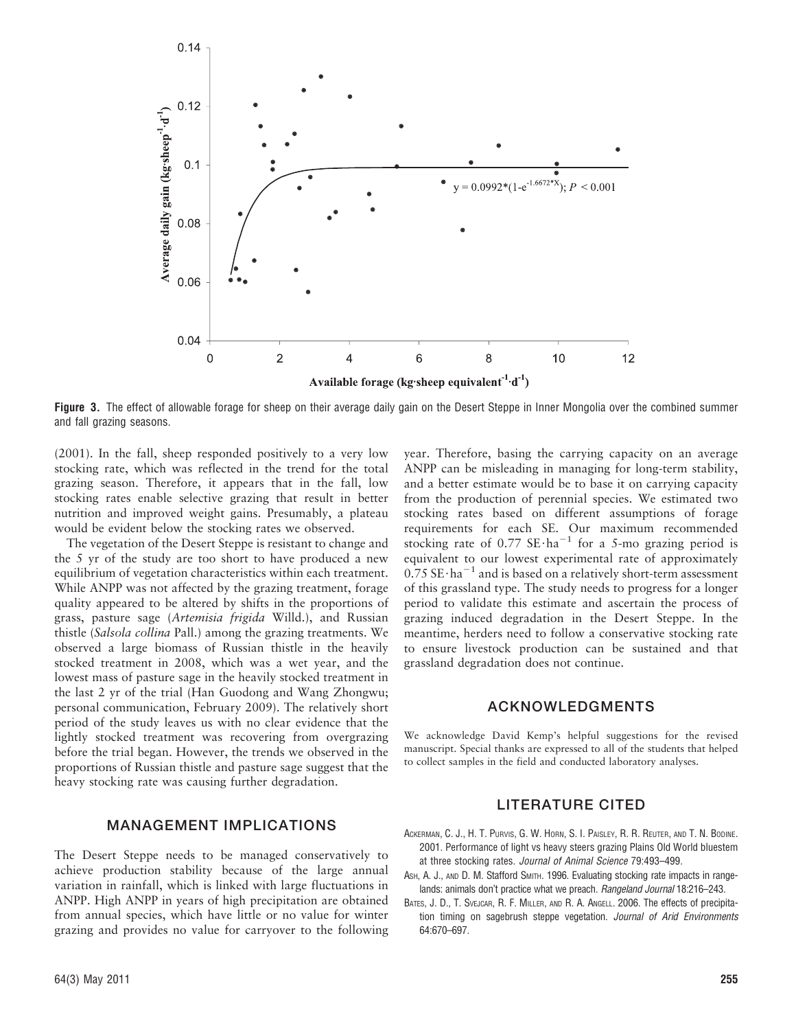**Figure 3.** The effect of allowable forage for sheep on their average daily gain on the Desert Steppe in Inner Mongolia over the combined summer and fall grazing seasons.

(2001). In the fall, sheep responded positively to a very low stocking rate, which was reflected in the trend for the total grazing season. Therefore, it appears that in the fall, low stocking rates enable selective grazing that result in better nutrition and improved weight gains. Presumably, a plateau would be evident below the stocking rates we observed.

The vegetation of the Desert Steppe is resistant to change and the 5 yr of the study are too short to have produced a new equilibrium of vegetation characteristics within each treatment. While ANPP was not affected by the grazing treatment, forage quality appeared to be altered by shifts in the proportions of grass, pasture sage (*Artemisia frigida* Willd.), and Russian thistle (*Salsola collina* Pall.) among the grazing treatments. We observed a large biomass of Russian thistle in the heavily stocked treatment in 2008, which was a wet year, and the lowest mass of pasture sage in the heavily stocked treatment in the last 2 yr of the trial (Han Guodong and Wang Zhongwu; personal communication, February 2009). The relatively short period of the study leaves us with no clear evidence that the lightly stocked treatment was recovering from overgrazing before the trial began. However, the trends we observed in the proportions of Russian thistle and pasture sage suggest that the heavy stocking rate was causing further degradation.

## MANAGEMENT IMPLICATIONS

The Desert Steppe needs to be managed conservatively to achieve production stability because of the large annual variation in rainfall, which is linked with large fluctuations in ANPP. High ANPP in years of high precipitation are obtained from annual species, which have little or no value for winter grazing and provides no value for carryover to the following year. Therefore, basing the carrying capacity on an average ANPP can be misleading in managing for long-term stability, and a better estimate would be to base it on carrying capacity from the production of perennial species. We estimated two stocking rates based on different assumptions of forage requirements for each SE. Our maximum recommended stocking rate of 0.77 $SE \cdot ha^{-1}$ for a 5-mo grazing period is equivalent to our lowest experimental rate of approximately 0.75 $SE \cdot ha^{-1}$ and is based on a relatively short-term assessment of this grassland type. The study needs to progress for a longer period to validate this estimate and ascertain the process of grazing induced degradation in the Desert Steppe. In the meantime, herders need to follow a conservative stocking rate to ensure livestock production can be sustained and that grassland degradation does not continue.

## ACKNOWLEDGMENTS

We acknowledge David Kemp's helpful suggestions for the revised manuscript. Special thanks are expressed to all of the students that helped to collect samples in the field and conducted laboratory analyses.

## LITERATURE CITED

Ackerman, C. J., H. T. Purvis, G. W. Horn, S. I. Paisley, R. R. Reuter, and T. N. Bodine. 2001. Performance of light vs heavy steers grazing Plains Old World bluestem at three stocking rates. *Journal of Animal Science* 79:493–499.

Ash, A. J., and D. M. Stafford Smith. 1996. Evaluating stocking rate impacts in rangelands: animals don't practice what we preach. *Rangeland Journal* 18:216–243.

Bates, J. D., T. Svejcar, R. F. Miller, and R. A. Angell. 2006. The effects of precipitation timing on sagebrush steppe vegetation. *Journal of Arid Environments* 64:670–697.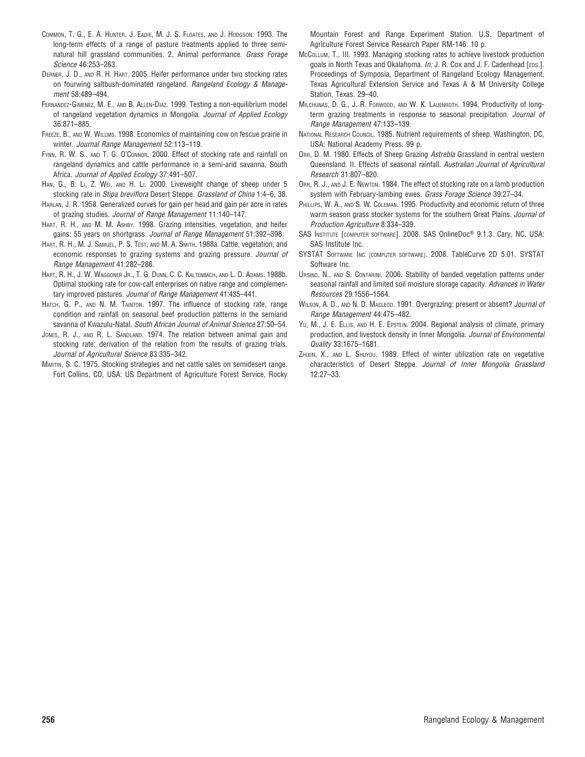COMMON, T. G., E. A. HUNTER, J. EADIE, M. J. S. FLOATES, AND J. HODGSON. 1993. The long-term effects of a range of pasture treatments applied to three semi-natural hill grassland communities. 2. Animal performance. *Grass Forage Science* 46:253–263.

DERNER, J. D., AND R. H. HART. 2005. Heifer performance under two stocking rates on fourwing saltbush-dominated rangeland. *Rangeland Ecology & Management* 58:489–494.

FERNANDEZ-GIMENEZ, M. E., AND B. ALLEN-DIAZ. 1999. Testing a non-equilibrium model of rangeland vegetation dynamics in Mongolia. *Journal of Applied Ecology* 36:871–885.

FREEZE, B., AND W. WILLMS. 1998. Economics of maintaining cow on fescue prairie in winter. *Journal Range Management* 52:113–119.

FYNN, R. W. S., AND T. G. O'CONNOR. 2000. Effect of stocking rate and rainfall on rangeland dynamics and cattle performance in a semi-arid savanna, South Africa. *Journal of Applied Ecology* 37:491–507.

HAN, G., B. LI, Z. WEI, AND H. LI. 2000. Liveweight change of sheep under 5 stocking rate in *Stipa breviflora* Desert Steppe. *Grassland of China* 1:4–6, 38.

HARLAN, J. R. 1958. Generalized curves for gain per head and gain per acre in rates of grazing studies. *Journal of Range Management* 11:140–147.

HART, R. H., AND M. M. ASHBY. 1998. Grazing intensities, vegetation, and heifer gains: 55 years on shortgrass. *Journal of Range Management* 51:392–398.

HART, R. H., M. J. SAMUEL, P. S. TEST, AND M. A. SMITH. 1988a. Cattle, vegetation, and economic responses to grazing systems and grazing pressure. *Journal of Range Management* 41:282–286.

HART, R. H., J. W. WAGGONER JR., T. G. DUNN, C. C. KALTENBACH, AND L. D. ADAMS. 1988b. Optimal stocking rate for cow-calf enterprises on native range and complementary improved pastures. *Journal of Range Management* 41:435–441.

HATCH, G. P., AND N. M. TAINTON. 1997. The influence of stocking rate, range condition and rainfall on seasonal beef production patterns in the semiarid savanna of Kwazulu-Natal. *South African Journal of Animal Science* 27:50–54.

JONES, R. J., AND R. L. SANDLAND. 1974. The relation between animal gain and stocking rate: derivation of the relation from the results of grazing trials. *Journal of Agricultural Science* 83:335–342.

MARTIN, S. C. 1975. Stocking strategies and net cattle sales on semidesert range. Fort Collins, CO, USA: US Department of Agriculture Forest Service, Rocky Mountain Forest and Range Experiment Station. U.S. Department of Agriculture Forest Service Research Paper RM-146. 10 p.

MCCOLLUM, T., III. 1993. Managing stocking rates to achieve livestock production goals in North Texas and Okalahoma. *In:* J. R. Cox and J. F. Cadenhead [EDS.]. Proceedings of Symposia, Department of Rangeland Ecology Management, Texas Agricultural Extension Service and Texas A & M University College Station, Texas. 29–40.

MILCHUNAS, D. G., J. R. FORWOOD, AND W. K. LAUENROTH. 1994. Productivity of long-term grazing treatments in response to seasonal precipitation. *Journal of Range Management* 47:133–139.

NATIONAL RESEARCH COUNCIL. 1985. Nutrient requirements of sheep. Washington, DC, USA: National Academy Press. 99 p.

ORR, D. M. 1980. Effects of Sheep Grazing *Astrebla* Grassland in central western Queensland. II. Effects of seasonal rainfall. *Australian Journal of Agricultural Research* 31:807–820.

ORR, R. J., AND J. E. NEWTON. 1984. The effect of stocking rate on a lamb production system with February-lambing ewes. *Grass Forage Science* 39:27–34.

PHILLIPS, W. A., AND S. W. COLEMAN. 1995. Productivity and economic return of three warm season grass stocker systems for the southern Great Plains. *Journal of Production Agriculture* 8:334–339.

SAS INSTITUTE [COMPUTER SOFTWARE]. 2008. SAS OnlineDoc® 9.1.3. Cary, NC, USA: SAS Institute Inc.

SYSTAT SOFTWARE INC. [COMPUTER SOFTWARE]. 2008. TableCurve 2D 5.01. SYSTAT Software Inc.

URSINO, N., AND S. CONTARINI. 2006. Stability of banded vegetation patterns under seasonal rainfall and limited soil moisture storage capacity. *Advances in Water Resources* 29:1556–1564.

WILSON, A. D., AND N. D. MACLEOD. 1991. Overgrazing: present or absent? *Journal of Range Management* 44:475–482.

YU, M., J. E. ELLIS, AND H. E. EPSTEIN. 2004. Regional analysis of climate, primary production, and livestock density in Inner Mongolia. *Journal of Environmental Quality* 33:1675–1681.

ZHIXIN, X., AND L. SHUYOU. 1989. Effect of winter utilization rate on vegetative characteristics of Desert Steppe. *Journal of Inner Mongolia Grassland* 12:27–33.